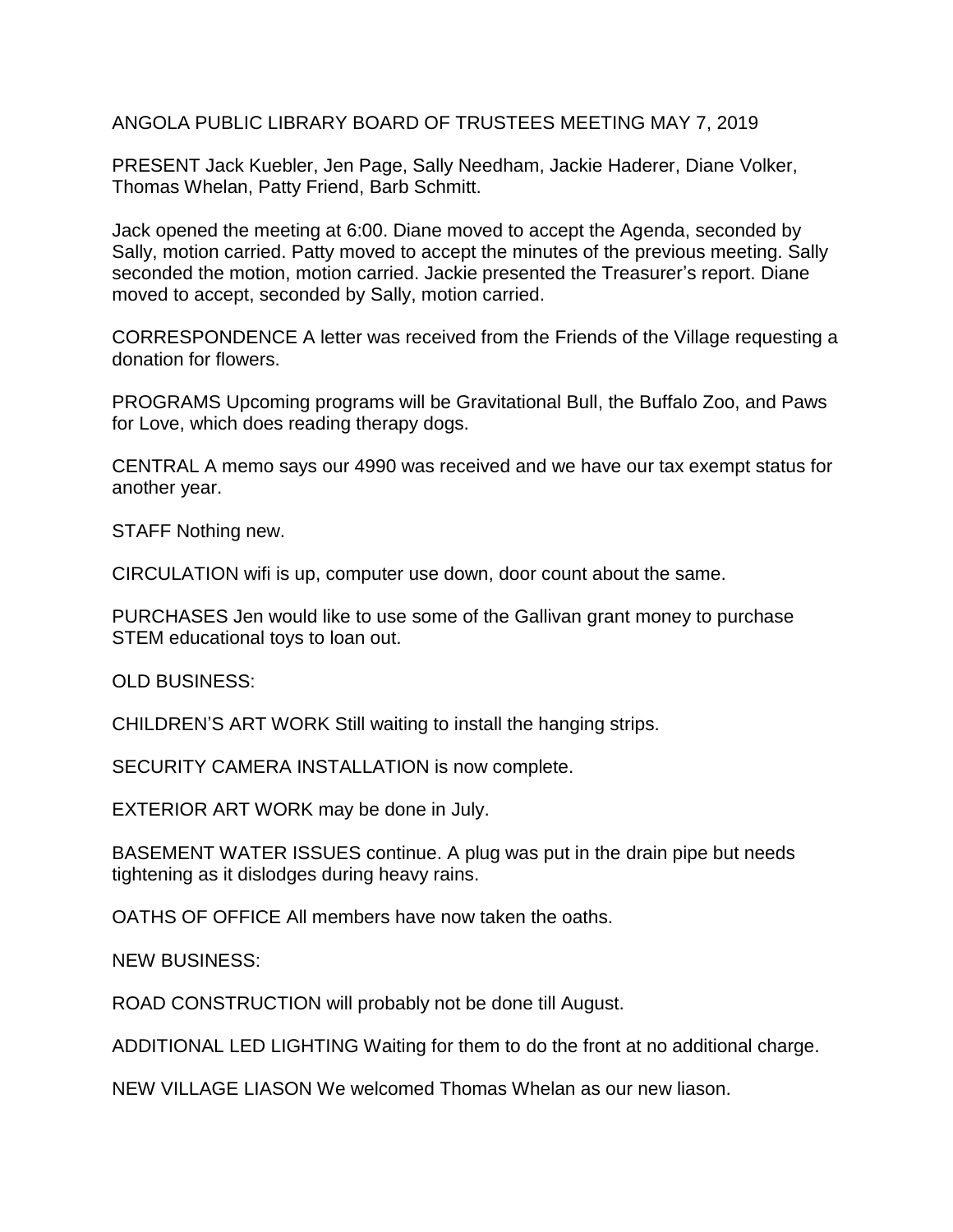ANGOLA PUBLIC LIBRARY BOARD OF TRUSTEES MEETING MAY 7, 2019

PRESENT Jack Kuebler, Jen Page, Sally Needham, Jackie Haderer, Diane Volker, Thomas Whelan, Patty Friend, Barb Schmitt.

Jack opened the meeting at 6:00. Diane moved to accept the Agenda, seconded by Sally, motion carried. Patty moved to accept the minutes of the previous meeting. Sally seconded the motion, motion carried. Jackie presented the Treasurer's report. Diane moved to accept, seconded by Sally, motion carried.

CORRESPONDENCE A letter was received from the Friends of the Village requesting a donation for flowers.

PROGRAMS Upcoming programs will be Gravitational Bull, the Buffalo Zoo, and Paws for Love, which does reading therapy dogs.

CENTRAL A memo says our 4990 was received and we have our tax exempt status for another year.

STAFF Nothing new.

CIRCULATION wifi is up, computer use down, door count about the same.

PURCHASES Jen would like to use some of the Gallivan grant money to purchase STEM educational toys to loan out.

OLD BUSINESS:

CHILDREN'S ART WORK Still waiting to install the hanging strips.

SECURITY CAMERA INSTALLATION is now complete.

EXTERIOR ART WORK may be done in July.

BASEMENT WATER ISSUES continue. A plug was put in the drain pipe but needs tightening as it dislodges during heavy rains.

OATHS OF OFFICE All members have now taken the oaths.

NEW BUSINESS:

ROAD CONSTRUCTION will probably not be done till August.

ADDITIONAL LED LIGHTING Waiting for them to do the front at no additional charge.

NEW VILLAGE LIASON We welcomed Thomas Whelan as our new liason.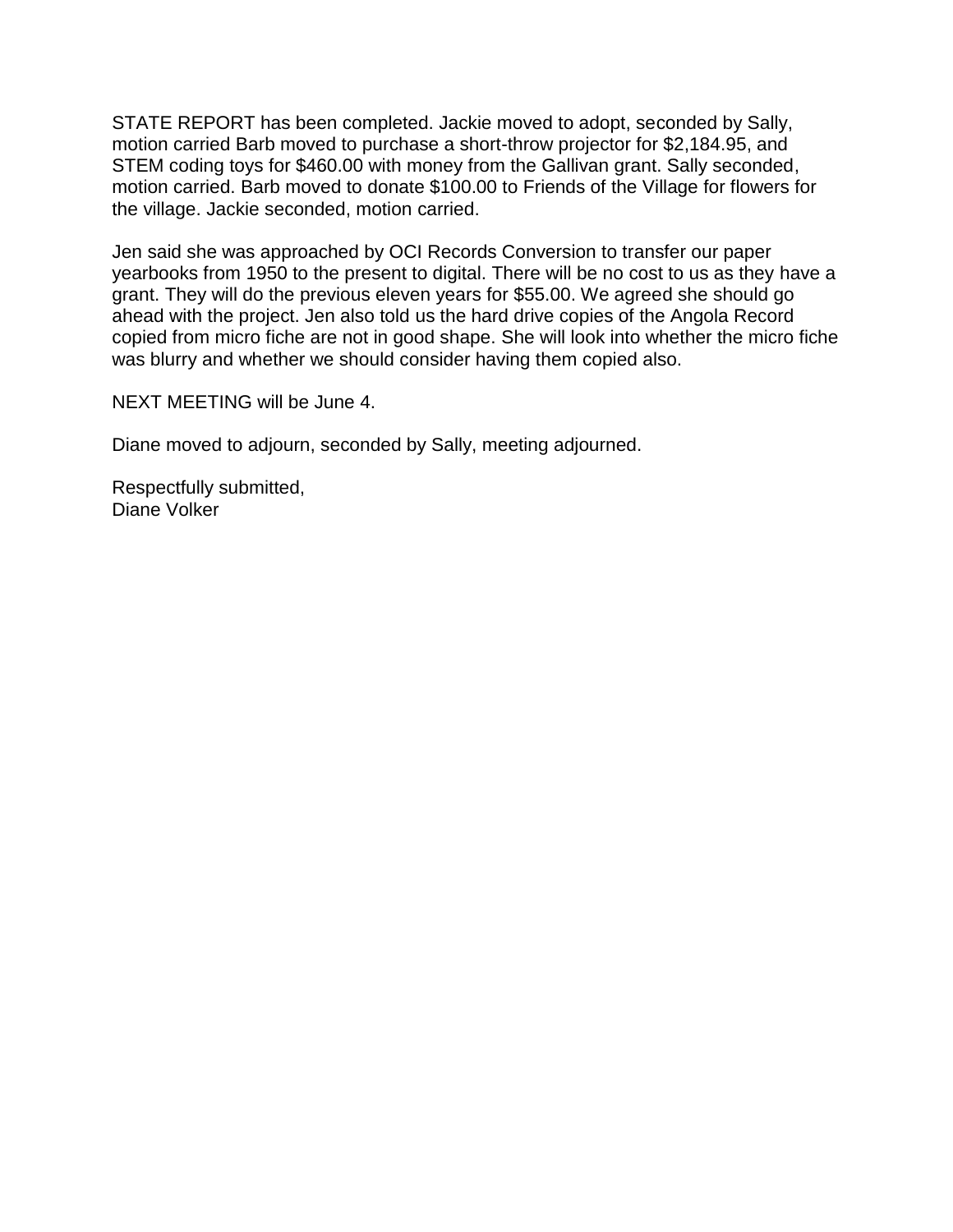STATE REPORT has been completed. Jackie moved to adopt, seconded by Sally, motion carried Barb moved to purchase a short-throw projector for $2,184.95, and STEM coding toys for $460.00 with money from the Gallivan grant. Sally seconded, motion carried. Barb moved to donate $100.00 to Friends of the Village for flowers for the village. Jackie seconded, motion carried.

Jen said she was approached by OCI Records Conversion to transfer our paper yearbooks from 1950 to the present to digital. There will be no cost to us as they have a grant. They will do the previous eleven years for $55.00. We agreed she should go ahead with the project. Jen also told us the hard drive copies of the Angola Record copied from micro fiche are not in good shape. She will look into whether the micro fiche was blurry and whether we should consider having them copied also.

NEXT MEETING will be June 4.

Diane moved to adjourn, seconded by Sally, meeting adjourned.

Respectfully submitted,
Diane Volker